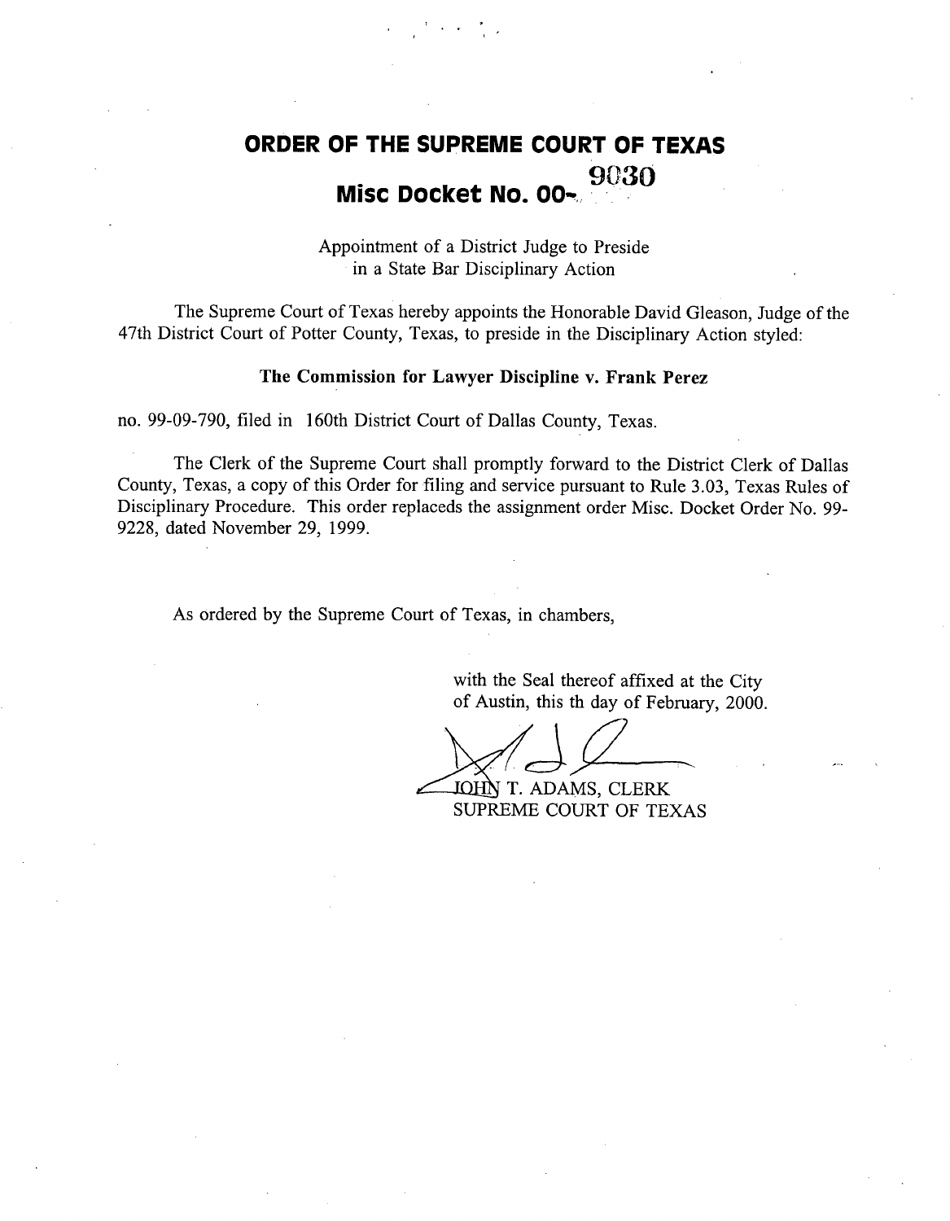# ORDER OF THE SUPREME COURT OF TEXAS

## Misc Docket No. 00-9030

Appointment of a District Judge to Preside in a State Bar Disciplinary Action

The Supreme Court of Texas hereby appoints the Honorable David Gleason, Judge of the 47th District Court of Potter County, Texas, to preside in the Disciplinary Action styled:

**The Commission for Lawyer Discipline v. Frank Perez**

no. 99-09-790, filed in 160th District Court of Dallas County, Texas.

The Clerk of the Supreme Court shall promptly forward to the District Clerk of Dallas County, Texas, a copy of this Order for filing and service pursuant to Rule 3.03, Texas Rules of Disciplinary Procedure. This order replaceds the assignment order Misc. Docket Order No. 99-9228, dated November 29, 1999.

As ordered by the Supreme Court of Texas, in chambers,

with the Seal thereof affixed at the City of Austin, this th day of February, 2000.

JOHN T. ADAMS, CLERK
SUPREME COURT OF TEXAS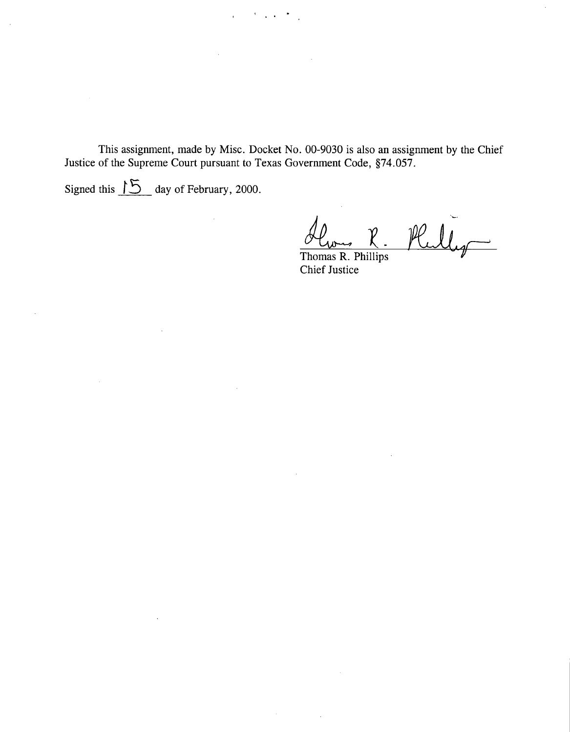This assignment, made by Misc. Docket No. 00-9030 is also an assignment by the Chief Justice of the Supreme Court pursuant to Texas Government Code, §74.057.

Signed this 15 day of February, 2000.

Thomas R. Phillips
Chief Justice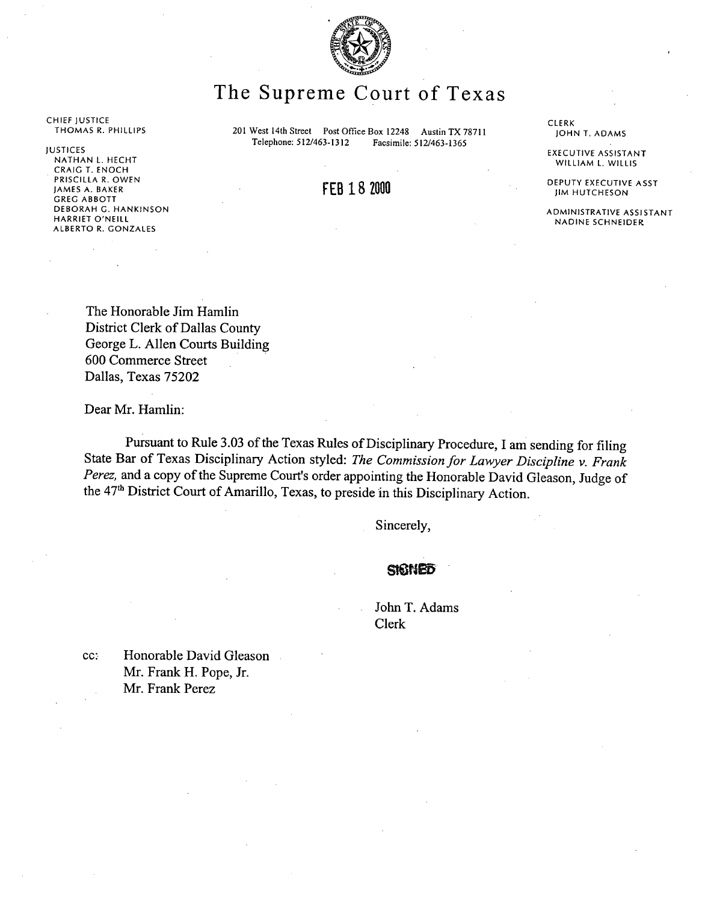# The Supreme Court of Texas

CHIEF JUSTICE
THOMAS R. PHILLIPS

JUSTICES
NATHAN L. HECHT
CRAIG T. ENOCH
PRISCILLA R. OWEN
JAMES A. BAKER
GREG ABBOTT
DEBORAH G. HANKINSON
HARRIET O'NEILL
ALBERTO R. GONZALES

201 West 14th Street Post Office Box 12248 Austin TX 78711
Telephone: 512/463-1312 Facsimile: 512/463-1365

CLERK
JOHN T. ADAMS

EXECUTIVE ASSISTANT
WILLIAM L. WILLIS

DEPUTY EXECUTIVE ASST
JIM HUTCHESON

ADMINISTRATIVE ASSISTANT
NADINE SCHNEIDER

**FEB 18 2000**

The Honorable Jim Hamlin
District Clerk of Dallas County
George L. Allen Courts Building
600 Commerce Street
Dallas, Texas 75202

Dear Mr. Hamlin:

Pursuant to Rule 3.03 of the Texas Rules of Disciplinary Procedure, I am sending for filing State Bar of Texas Disciplinary Action styled: *The Commission for Lawyer Discipline v. Frank Perez,* and a copy of the Supreme Court's order appointing the Honorable David Gleason, Judge of the 47th District Court of Amarillo, Texas, to preside in this Disciplinary Action.

Sincerely,

SIGNED

John T. Adams
Clerk

cc: Honorable David Gleason
Mr. Frank H. Pope, Jr.
Mr. Frank Perez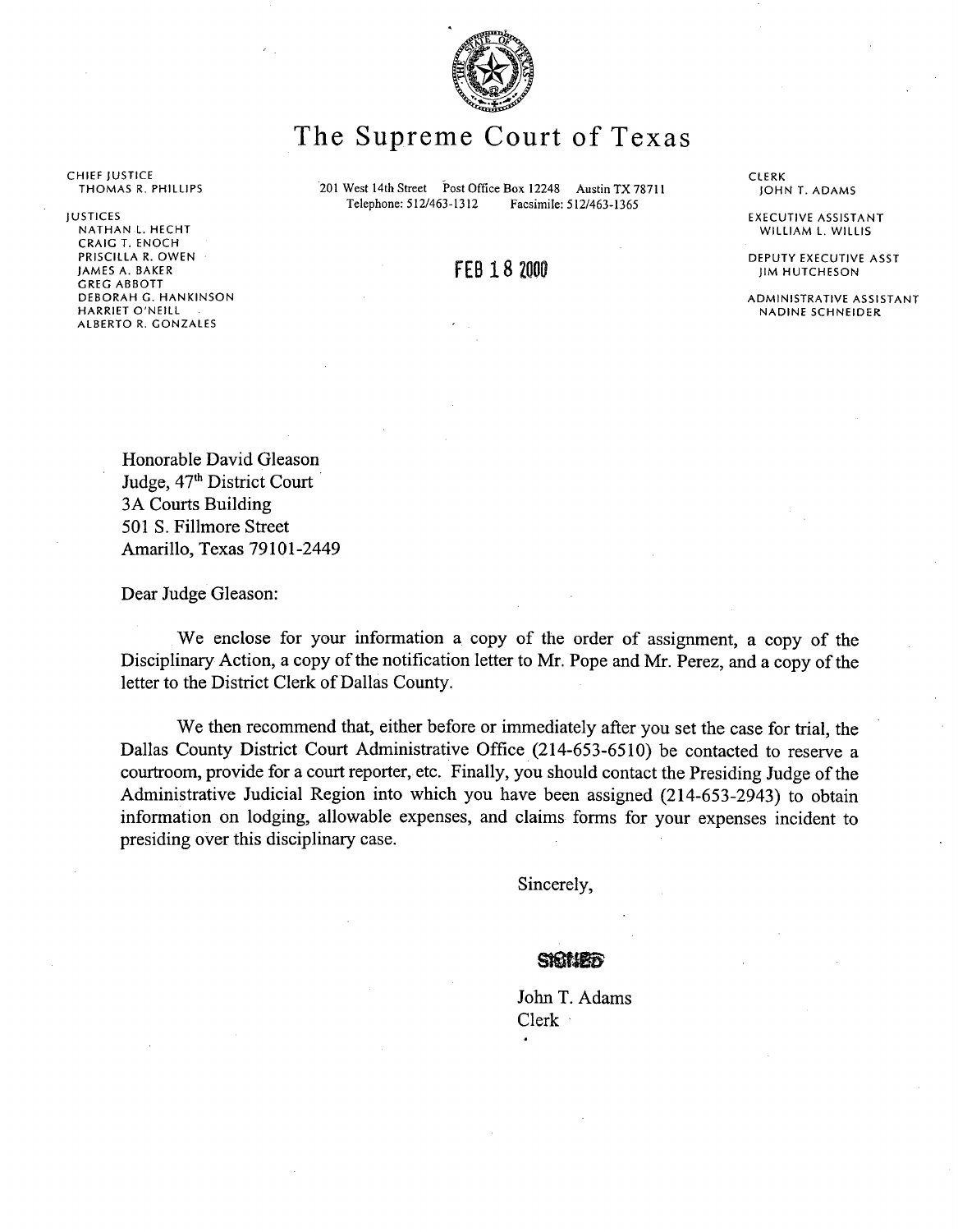# The Supreme Court of Texas

CHIEF JUSTICE
THOMAS R. PHILLIPS

JUSTICES
NATHAN L. HECHT
CRAIG T. ENOCH
PRISCILLA R. OWEN
JAMES A. BAKER
GREG ABBOTT
DEBORAH G. HANKINSON
HARRIET O'NEILL
ALBERTO R. GONZALES

201 West 14th Street Post Office Box 12248 Austin TX 78711
Telephone: 512/463-1312 Facsimile: 512/463-1365

CLERK
JOHN T. ADAMS

EXECUTIVE ASSISTANT
WILLIAM L. WILLIS

DEPUTY EXECUTIVE ASST
JIM HUTCHESON

ADMINISTRATIVE ASSISTANT
NADINE SCHNEIDER

FEB 18 2000

Honorable David Gleason
Judge, 47th District Court
3A Courts Building
501 S. Fillmore Street
Amarillo, Texas 79101-2449

Dear Judge Gleason:

We enclose for your information a copy of the order of assignment, a copy of the Disciplinary Action, a copy of the notification letter to Mr. Pope and Mr. Perez, and a copy of the letter to the District Clerk of Dallas County.

We then recommend that, either before or immediately after you set the case for trial, the Dallas County District Court Administrative Office (214-653-6510) be contacted to reserve a courtroom, provide for a court reporter, etc. Finally, you should contact the Presiding Judge of the Administrative Judicial Region into which you have been assigned (214-653-2943) to obtain information on lodging, allowable expenses, and claims forms for your expenses incident to presiding over this disciplinary case.

Sincerely,

SIGNED

John T. Adams
Clerk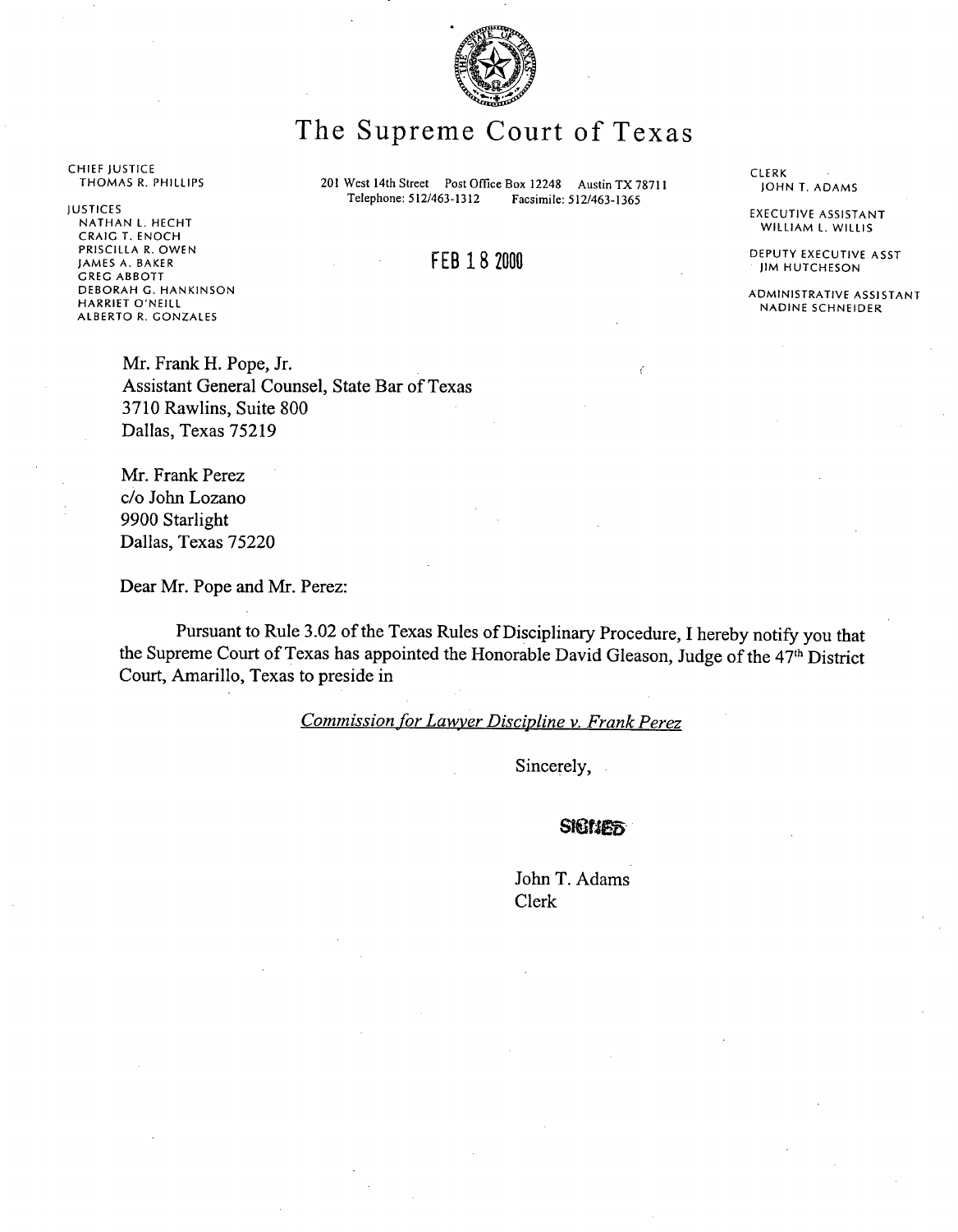# The Supreme Court of Texas

CHIEF JUSTICE
THOMAS R. PHILLIPS

JUSTICES
NATHAN L. HECHT
CRAIG T. ENOCH
PRISCILLA R. OWEN
JAMES A. BAKER
GREG ABBOTT
DEBORAH G. HANKINSON
HARRIET O'NEILL
ALBERTO R. GONZALES

201 West 14th Street Post Office Box 12248 Austin TX 78711
Telephone: 512/463-1312 Facsimile: 512/463-1365

CLERK
JOHN T. ADAMS

EXECUTIVE ASSISTANT
WILLIAM L. WILLIS

DEPUTY EXECUTIVE ASST
JIM HUTCHESON

ADMINISTRATIVE ASSISTANT
NADINE SCHNEIDER

FEB 18 2000

Mr. Frank H. Pope, Jr.
Assistant General Counsel, State Bar of Texas
3710 Rawlins, Suite 800
Dallas, Texas 75219

Mr. Frank Perez
c/o John Lozano
9900 Starlight
Dallas, Texas 75220

Dear Mr. Pope and Mr. Perez:

Pursuant to Rule 3.02 of the Texas Rules of Disciplinary Procedure, I hereby notify you that the Supreme Court of Texas has appointed the Honorable David Gleason, Judge of the 47th District Court, Amarillo, Texas to preside in

*Commission for Lawyer Discipline v. Frank Perez*

Sincerely,

SIGNED

John T. Adams
Clerk